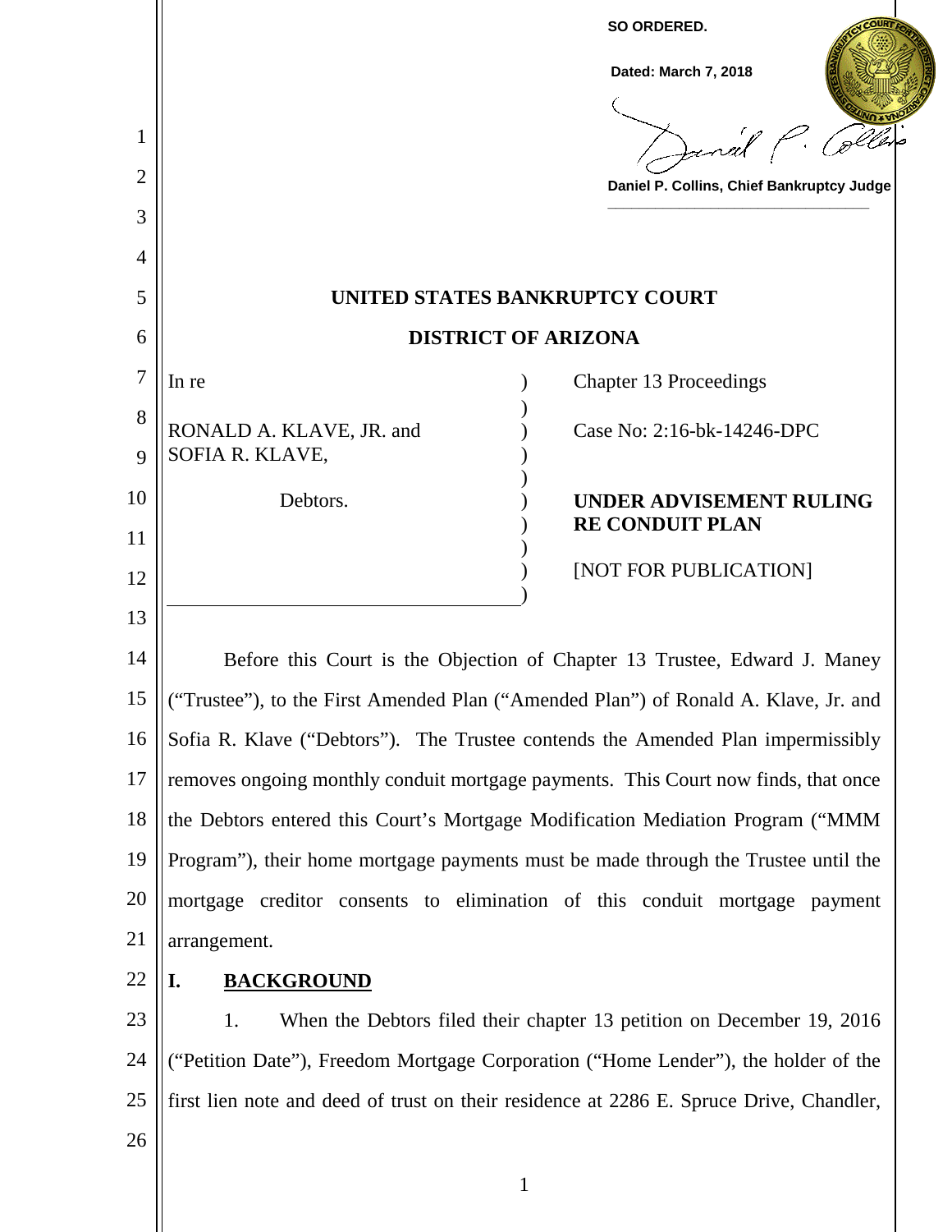**SO ORDERED.**

**Dated: March 7, 2018**

**Daniel P. Collins, Chief Bankruptcy Judge**

**UNITED STATES BANKRUPTCY COURT**

**DISTRICT OF ARIZONA**

| | |
|---|---|
| In re<br><br>RONALD A. KLAVE, JR. and SOFIA R. KLAVE,<br><br>Debtors. | Chapter 13 Proceedings<br><br>Case No: 2:16-bk-14246-DPC<br><br>**UNDER ADVISEMENT RULING RE CONDUIT PLAN**<br><br>[NOT FOR PUBLICATION] |

Before this Court is the Objection of Chapter 13 Trustee, Edward J. Maney ("Trustee"), to the First Amended Plan ("Amended Plan") of Ronald A. Klave, Jr. and Sofia R. Klave ("Debtors"). The Trustee contends the Amended Plan impermissibly removes ongoing monthly conduit mortgage payments. This Court now finds, that once the Debtors entered this Court's Mortgage Modification Mediation Program ("MMM Program"), their home mortgage payments must be made through the Trustee until the mortgage creditor consents to elimination of this conduit mortgage payment arrangement.

## I. BACKGROUND

1. When the Debtors filed their chapter 13 petition on December 19, 2016 ("Petition Date"), Freedom Mortgage Corporation ("Home Lender"), the holder of the first lien note and deed of trust on their residence at 2286 E. Spruce Drive, Chandler,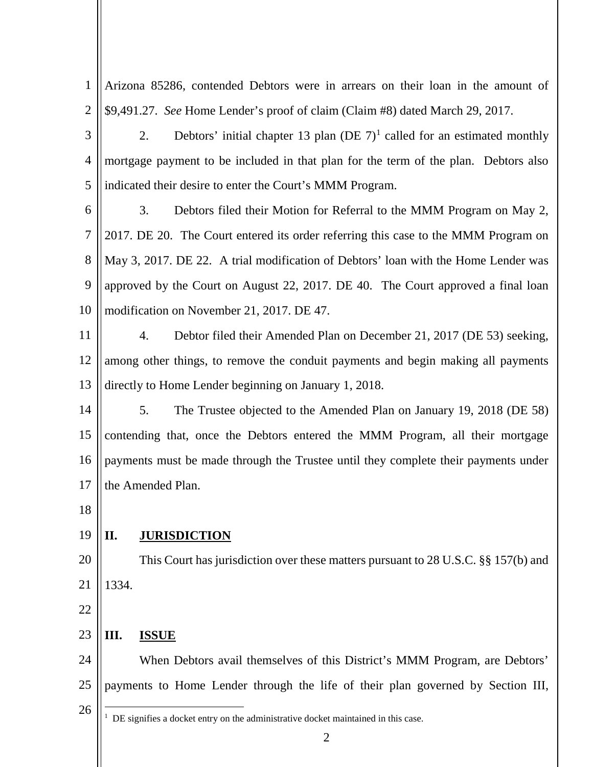Arizona 85286, contended Debtors were in arrears on their loan in the amount of $9,491.27. *See* Home Lender's proof of claim (Claim #8) dated March 29, 2017.

2. Debtors' initial chapter 13 plan (DE 7)[1] called for an estimated monthly mortgage payment to be included in that plan for the term of the plan. Debtors also indicated their desire to enter the Court's MMM Program.

3. Debtors filed their Motion for Referral to the MMM Program on May 2, 2017. DE 20. The Court entered its order referring this case to the MMM Program on May 3, 2017. DE 22. A trial modification of Debtors' loan with the Home Lender was approved by the Court on August 22, 2017. DE 40. The Court approved a final loan modification on November 21, 2017. DE 47.

4. Debtor filed their Amended Plan on December 21, 2017 (DE 53) seeking, among other things, to remove the conduit payments and begin making all payments directly to Home Lender beginning on January 1, 2018.

5. The Trustee objected to the Amended Plan on January 19, 2018 (DE 58) contending that, once the Debtors entered the MMM Program, all their mortgage payments must be made through the Trustee until they complete their payments under the Amended Plan.

## II. <u>JURISDICTION</u>

This Court has jurisdiction over these matters pursuant to 28 U.S.C. §§ 157(b) and 1334.

## III. <u>ISSUE</u>

When Debtors avail themselves of this District's MMM Program, are Debtors' payments to Home Lender through the life of their plan governed by Section III,

[1] DE signifies a docket entry on the administrative docket maintained in this case.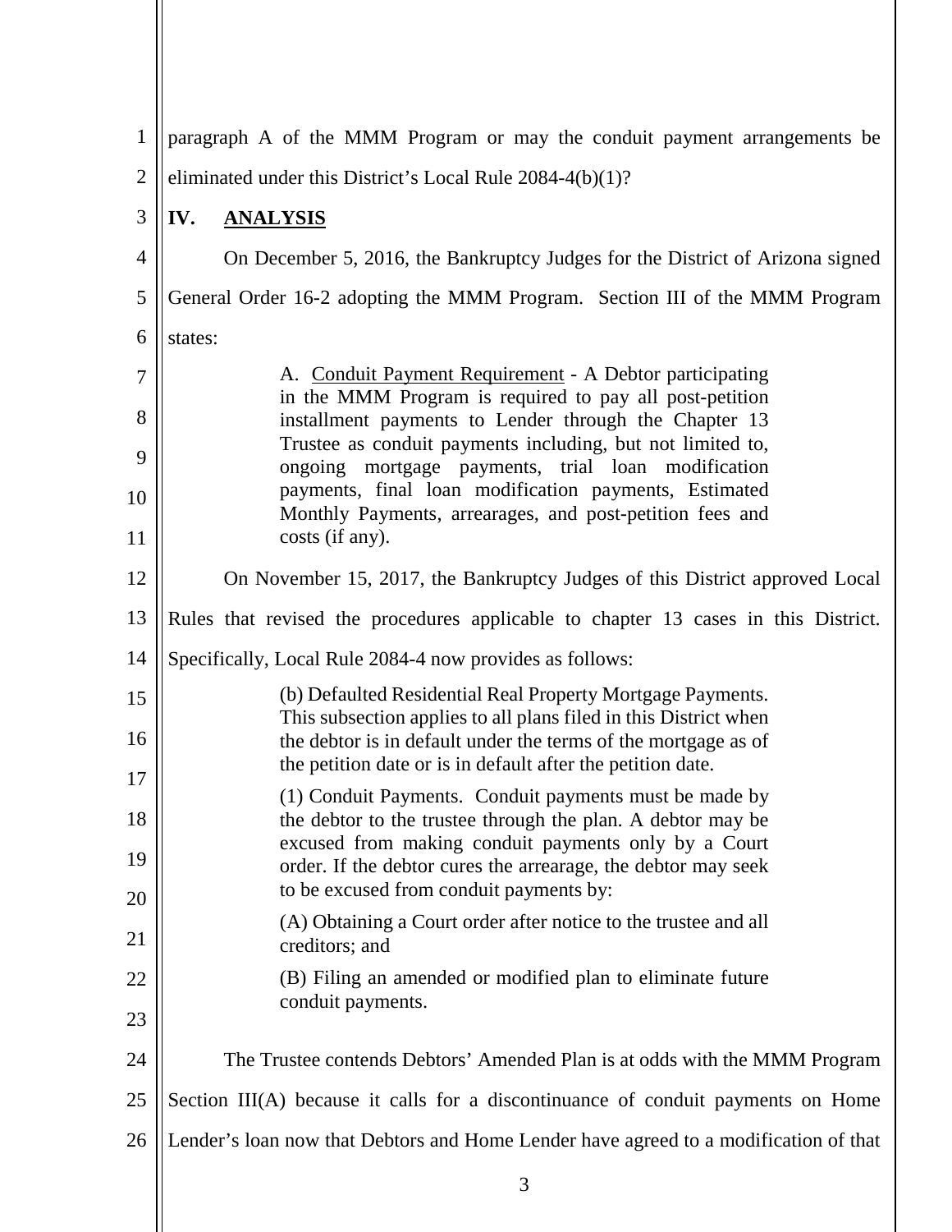paragraph A of the MMM Program or may the conduit payment arrangements be eliminated under this District's Local Rule 2084-4(b)(1)?

## IV. ANALYSIS

On December 5, 2016, the Bankruptcy Judges for the District of Arizona signed General Order 16-2 adopting the MMM Program. Section III of the MMM Program states:

> A. Conduit Payment Requirement - A Debtor participating in the MMM Program is required to pay all post-petition installment payments to Lender through the Chapter 13 Trustee as conduit payments including, but not limited to, ongoing mortgage payments, trial loan modification payments, final loan modification payments, Estimated Monthly Payments, arrearages, and post-petition fees and costs (if any).

On November 15, 2017, the Bankruptcy Judges of this District approved Local Rules that revised the procedures applicable to chapter 13 cases in this District. Specifically, Local Rule 2084-4 now provides as follows:

> (b) Defaulted Residential Real Property Mortgage Payments. This subsection applies to all plans filed in this District when the debtor is in default under the terms of the mortgage as of the petition date or is in default after the petition date.
>
> (1) Conduit Payments. Conduit payments must be made by the debtor to the trustee through the plan. A debtor may be excused from making conduit payments only by a Court order. If the debtor cures the arrearage, the debtor may seek to be excused from conduit payments by:
>
> (A) Obtaining a Court order after notice to the trustee and all creditors; and
>
> (B) Filing an amended or modified plan to eliminate future conduit payments.

The Trustee contends Debtors' Amended Plan is at odds with the MMM Program Section III(A) because it calls for a discontinuance of conduit payments on Home Lender's loan now that Debtors and Home Lender have agreed to a modification of that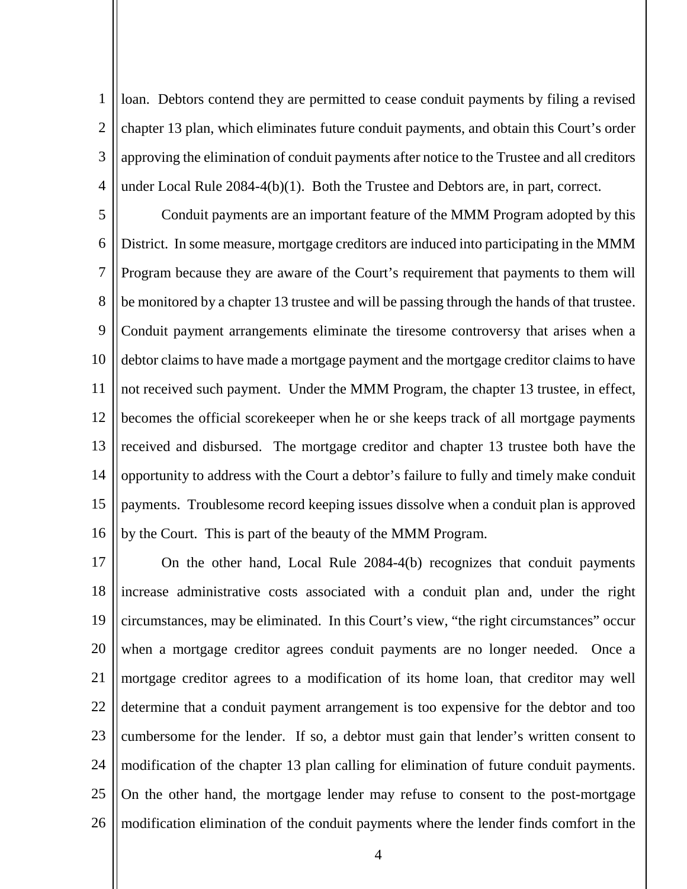loan. Debtors contend they are permitted to cease conduit payments by filing a revised chapter 13 plan, which eliminates future conduit payments, and obtain this Court's order approving the elimination of conduit payments after notice to the Trustee and all creditors under Local Rule 2084-4(b)(1). Both the Trustee and Debtors are, in part, correct.

Conduit payments are an important feature of the MMM Program adopted by this District. In some measure, mortgage creditors are induced into participating in the MMM Program because they are aware of the Court's requirement that payments to them will be monitored by a chapter 13 trustee and will be passing through the hands of that trustee. Conduit payment arrangements eliminate the tiresome controversy that arises when a debtor claims to have made a mortgage payment and the mortgage creditor claims to have not received such payment. Under the MMM Program, the chapter 13 trustee, in effect, becomes the official scorekeeper when he or she keeps track of all mortgage payments received and disbursed. The mortgage creditor and chapter 13 trustee both have the opportunity to address with the Court a debtor's failure to fully and timely make conduit payments. Troublesome record keeping issues dissolve when a conduit plan is approved by the Court. This is part of the beauty of the MMM Program.

On the other hand, Local Rule 2084-4(b) recognizes that conduit payments increase administrative costs associated with a conduit plan and, under the right circumstances, may be eliminated. In this Court's view, "the right circumstances" occur when a mortgage creditor agrees conduit payments are no longer needed. Once a mortgage creditor agrees to a modification of its home loan, that creditor may well determine that a conduit payment arrangement is too expensive for the debtor and too cumbersome for the lender. If so, a debtor must gain that lender's written consent to modification of the chapter 13 plan calling for elimination of future conduit payments. On the other hand, the mortgage lender may refuse to consent to the post-mortgage modification elimination of the conduit payments where the lender finds comfort in the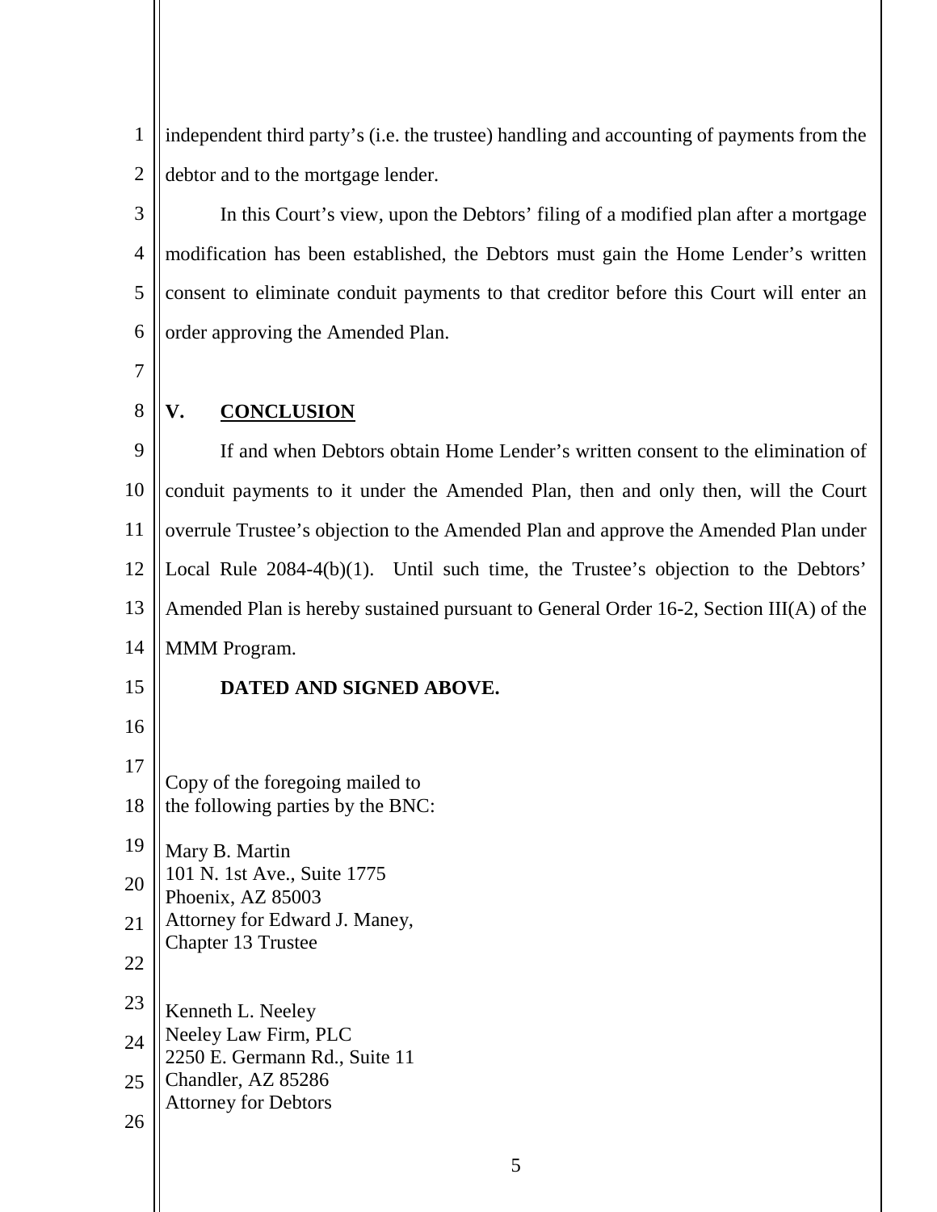independent third party's (i.e. the trustee) handling and accounting of payments from the debtor and to the mortgage lender.

In this Court's view, upon the Debtors' filing of a modified plan after a mortgage modification has been established, the Debtors must gain the Home Lender's written consent to eliminate conduit payments to that creditor before this Court will enter an order approving the Amended Plan.

## V. CONCLUSION

If and when Debtors obtain Home Lender's written consent to the elimination of conduit payments to it under the Amended Plan, then and only then, will the Court overrule Trustee's objection to the Amended Plan and approve the Amended Plan under Local Rule 2084-4(b)(1). Until such time, the Trustee's objection to the Debtors' Amended Plan is hereby sustained pursuant to General Order 16-2, Section III(A) of the MMM Program.

**DATED AND SIGNED ABOVE.**

Copy of the foregoing mailed to
the following parties by the BNC:

Mary B. Martin
101 N. 1st Ave., Suite 1775
Phoenix, AZ 85003
Attorney for Edward J. Maney,
Chapter 13 Trustee

Kenneth L. Neeley
Neeley Law Firm, PLC
2250 E. Germann Rd., Suite 11
Chandler, AZ 85286
Attorney for Debtors